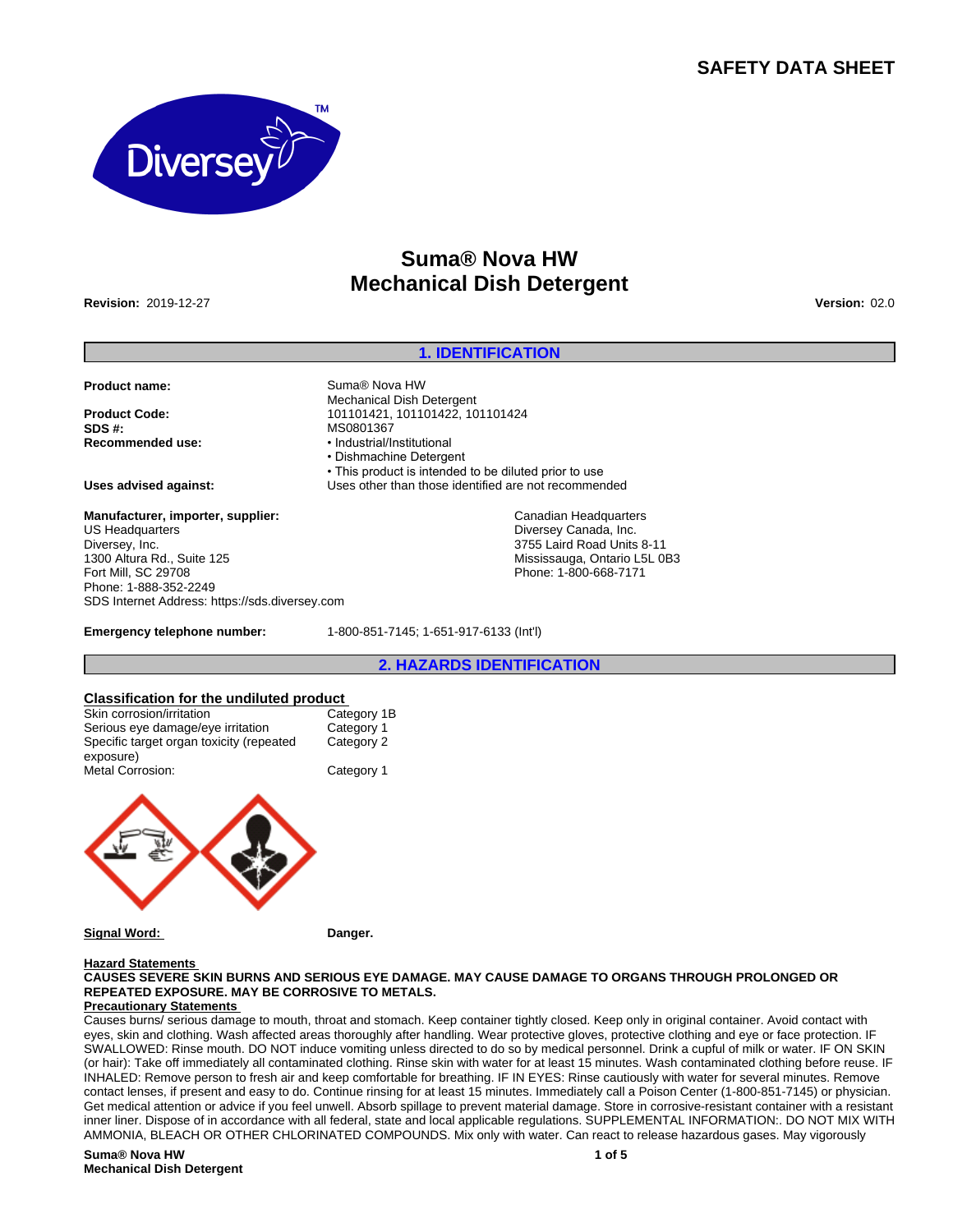# SAFETY DATA SHEET

## Suma® Nova HW
## Mechanical Dish Detergent

**Revision:** 2019-12-27 **Version:** 02.0

## 1. IDENTIFICATION

**Product name:** Suma® Nova HW Mechanical Dish Detergent

**Product Code:** 101101421, 101101422, 101101424

**SDS #:** MS0801367

**Recommended use:**
- Industrial/Institutional
- Dishmachine Detergent
- This product is intended to be diluted prior to use

**Uses advised against:** Uses other than those identified are not recommended

**Manufacturer, importer, supplier:**

US Headquarters
Diversey, Inc.
1300 Altura Rd., Suite 125
Fort Mill, SC 29708
Phone: 1-888-352-2249
SDS Internet Address: https://sds.diversey.com

Canadian Headquarters
Diversey Canada, Inc.
3755 Laird Road Units 8-11
Mississauga, Ontario L5L 0B3
Phone: 1-800-668-7171

**Emergency telephone number:** 1-800-851-7145; 1-651-917-6133 (Int'l)

## 2. HAZARDS IDENTIFICATION

**Classification for the undiluted product**

| | |
|---|---|
| Skin corrosion/irritation | Category 1B |
| Serious eye damage/eye irritation | Category 1 |
| Specific target organ toxicity (repeated exposure) | Category 2 |
| Metal Corrosion: | Category 1 |

**Signal Word:** **Danger.**

**Hazard Statements**

**CAUSES SEVERE SKIN BURNS AND SERIOUS EYE DAMAGE. MAY CAUSE DAMAGE TO ORGANS THROUGH PROLONGED OR REPEATED EXPOSURE. MAY BE CORROSIVE TO METALS.**

**Precautionary Statements**

Causes burns/ serious damage to mouth, throat and stomach. Keep container tightly closed. Keep only in original container. Avoid contact with eyes, skin and clothing. Wash affected areas thoroughly after handling. Wear protective gloves, protective clothing and eye or face protection. IF SWALLOWED: Rinse mouth. DO NOT induce vomiting unless directed to do so by medical personnel. Drink a cupful of milk or water. IF ON SKIN (or hair): Take off immediately all contaminated clothing. Rinse skin with water for at least 15 minutes. Wash contaminated clothing before reuse. IF INHALED: Remove person to fresh air and keep comfortable for breathing. IF IN EYES: Rinse cautiously with water for several minutes. Remove contact lenses, if present and easy to do. Continue rinsing for at least 15 minutes. Immediately call a Poison Center (1-800-851-7145) or physician. Get medical attention or advice if you feel unwell. Absorb spillage to prevent material damage. Store in corrosive-resistant container with a resistant inner liner. Dispose of in accordance with all federal, state and local applicable regulations. SUPPLEMENTAL INFORMATION:. DO NOT MIX WITH AMMONIA, BLEACH OR OTHER CHLORINATED COMPOUNDS. Mix only with water. Can react to release hazardous gases. May vigorously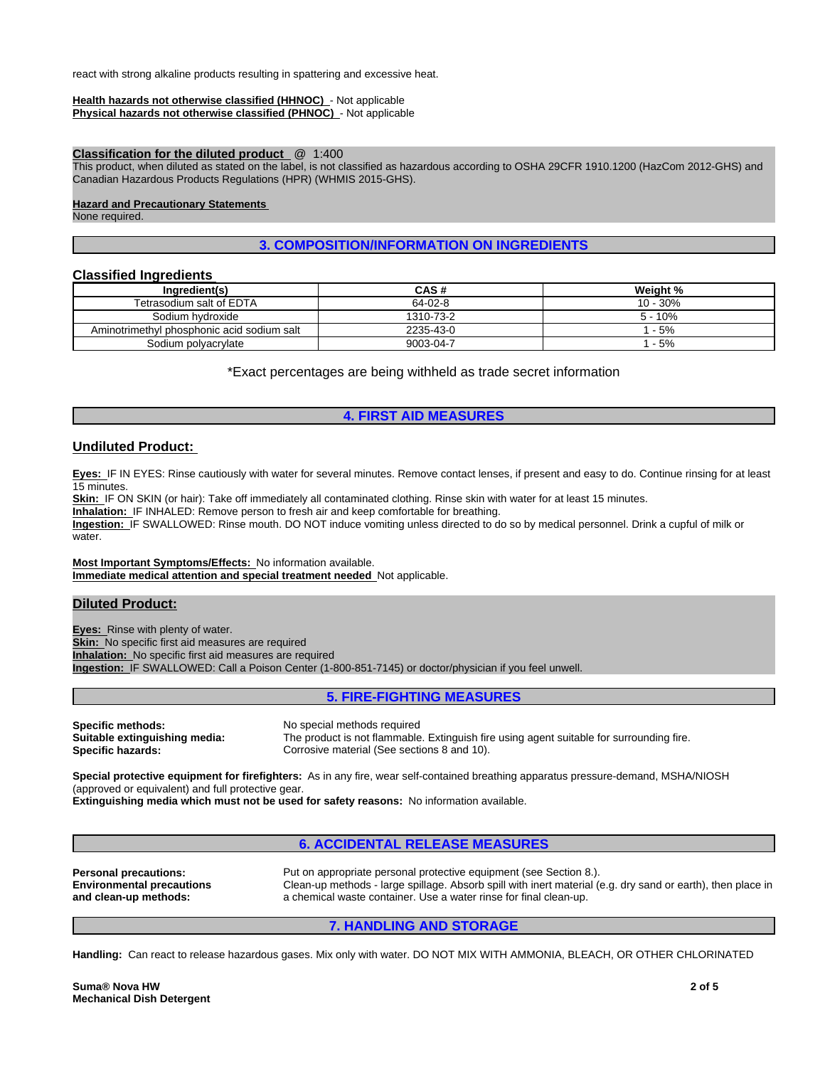react with strong alkaline products resulting in spattering and excessive heat.

**Health hazards not otherwise classified (HHNOC)** - Not applicable
**Physical hazards not otherwise classified (PHNOC)** - Not applicable

**Classification for the diluted product** @ 1:400
This product, when diluted as stated on the label, is not classified as hazardous according to OSHA 29CFR 1910.1200 (HazCom 2012-GHS) and Canadian Hazardous Products Regulations (HPR) (WHMIS 2015-GHS).

**Hazard and Precautionary Statements**
None required.

## 3. COMPOSITION/INFORMATION ON INGREDIENTS

### Classified Ingredients

| Ingredient(s) | CAS # | Weight % |
|---|---|---|
| Tetrasodium salt of EDTA | 64-02-8 | 10 - 30% |
| Sodium hydroxide | 1310-73-2 | 5 - 10% |
| Aminotrimethyl phosphonic acid sodium salt | 2235-43-0 | 1 - 5% |
| Sodium polyacrylate | 9003-04-7 | 1 - 5% |

*Exact percentages are being withheld as trade secret information

## 4. FIRST AID MEASURES

### Undiluted Product:

**Eyes:** IF IN EYES: Rinse cautiously with water for several minutes. Remove contact lenses, if present and easy to do. Continue rinsing for at least 15 minutes.
**Skin:** IF ON SKIN (or hair): Take off immediately all contaminated clothing. Rinse skin with water for at least 15 minutes.
**Inhalation:** IF INHALED: Remove person to fresh air and keep comfortable for breathing.
**Ingestion:** IF SWALLOWED: Rinse mouth. DO NOT induce vomiting unless directed to do so by medical personnel. Drink a cupful of milk or water.

**Most Important Symptoms/Effects:** No information available.
**Immediate medical attention and special treatment needed** Not applicable.

### Diluted Product:

**Eyes:** Rinse with plenty of water.
**Skin:** No specific first aid measures are required
**Inhalation:** No specific first aid measures are required
**Ingestion:** IF SWALLOWED: Call a Poison Center (1-800-851-7145) or doctor/physician if you feel unwell.

## 5. FIRE-FIGHTING MEASURES

**Specific methods:** No special methods required
**Suitable extinguishing media:** The product is not flammable. Extinguish fire using agent suitable for surrounding fire.
**Specific hazards:** Corrosive material (See sections 8 and 10).

**Special protective equipment for firefighters:** As in any fire, wear self-contained breathing apparatus pressure-demand, MSHA/NIOSH (approved or equivalent) and full protective gear.
**Extinguishing media which must not be used for safety reasons:** No information available.

## 6. ACCIDENTAL RELEASE MEASURES

**Personal precautions:** Put on appropriate personal protective equipment (see Section 8.).
**Environmental precautions and clean-up methods:** Clean-up methods - large spillage. Absorb spill with inert material (e.g. dry sand or earth), then place in a chemical waste container. Use a water rinse for final clean-up.

## 7. HANDLING AND STORAGE

**Handling:** Can react to release hazardous gases. Mix only with water. DO NOT MIX WITH AMMONIA, BLEACH, OR OTHER CHLORINATED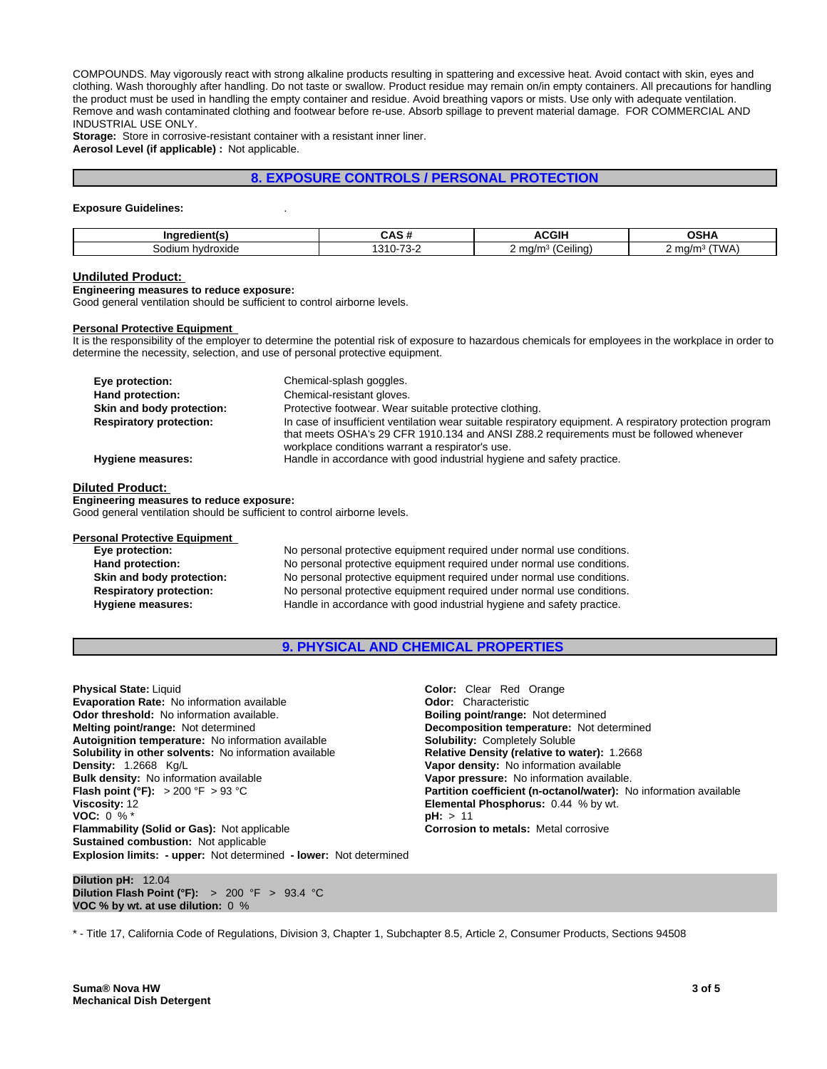COMPOUNDS. May vigorously react with strong alkaline products resulting in spattering and excessive heat. Avoid contact with skin, eyes and clothing. Wash thoroughly after handling. Do not taste or swallow. Product residue may remain on/in empty containers. All precautions for handling the product must be used in handling the empty container and residue. Avoid breathing vapors or mists. Use only with adequate ventilation. Remove and wash contaminated clothing and footwear before re-use. Absorb spillage to prevent material damage. FOR COMMERCIAL AND INDUSTRIAL USE ONLY.

**Storage:** Store in corrosive-resistant container with a resistant inner liner.

**Aerosol Level (if applicable) :** Not applicable.

## 8. EXPOSURE CONTROLS / PERSONAL PROTECTION

**Exposure Guidelines:** .

| Ingredient(s) | CAS # | ACGIH | OSHA |
|---|---|---|---|
| Sodium hydroxide | 1310-73-2 | 2 mg/m³ (Ceiling) | 2 mg/m³ (TWA) |

### Undiluted Product:

**Engineering measures to reduce exposure:**
Good general ventilation should be sufficient to control airborne levels.

**Personal Protective Equipment**
It is the responsibility of the employer to determine the potential risk of exposure to hazardous chemicals for employees in the workplace in order to determine the necessity, selection, and use of personal protective equipment.

**Eye protection:** Chemical-splash goggles.
**Hand protection:** Chemical-resistant gloves.
**Skin and body protection:** Protective footwear. Wear suitable protective clothing.
**Respiratory protection:** In case of insufficient ventilation wear suitable respiratory equipment. A respiratory protection program that meets OSHA's 29 CFR 1910.134 and ANSI Z88.2 requirements must be followed whenever workplace conditions warrant a respirator's use.
**Hygiene measures:** Handle in accordance with good industrial hygiene and safety practice.

### Diluted Product:

**Engineering measures to reduce exposure:**
Good general ventilation should be sufficient to control airborne levels.

**Personal Protective Equipment**
**Eye protection:** No personal protective equipment required under normal use conditions.
**Hand protection:** No personal protective equipment required under normal use conditions.
**Skin and body protection:** No personal protective equipment required under normal use conditions.
**Respiratory protection:** No personal protective equipment required under normal use conditions.
**Hygiene measures:** Handle in accordance with good industrial hygiene and safety practice.

## 9. PHYSICAL AND CHEMICAL PROPERTIES

**Physical State:** Liquid
**Evaporation Rate:** No information available
**Odor threshold:** No information available.
**Melting point/range:** Not determined
**Autoignition temperature:** No information available
**Solubility in other solvents:** No information available
**Density:** 1.2668 Kg/L
**Bulk density:** No information available
**Flash point (°F):** > 200 °F > 93 °C
**Viscosity:** 12
**VOC:** 0 % *
**Flammability (Solid or Gas):** Not applicable
**Sustained combustion:** Not applicable
**Explosion limits: - upper:** Not determined **- lower:** Not determined

**Color:** Clear Red Orange
**Odor:** Characteristic
**Boiling point/range:** Not determined
**Decomposition temperature:** Not determined
**Solubility:** Completely Soluble
**Relative Density (relative to water):** 1.2668
**Vapor density:** No information available
**Vapor pressure:** No information available.
**Partition coefficient (n-octanol/water):** No information available
**Elemental Phosphorus:** 0.44 % by wt.
**pH:** > 11
**Corrosion to metals:** Metal corrosive

**Dilution pH:** 12.04
**Dilution Flash Point (°F):** > 200 °F > 93.4 °C
**VOC % by wt. at use dilution:** 0 %

* - Title 17, California Code of Regulations, Division 3, Chapter 1, Subchapter 8.5, Article 2, Consumer Products, Sections 94508

**Suma® Nova HW**
**Mechanical Dish Detergent**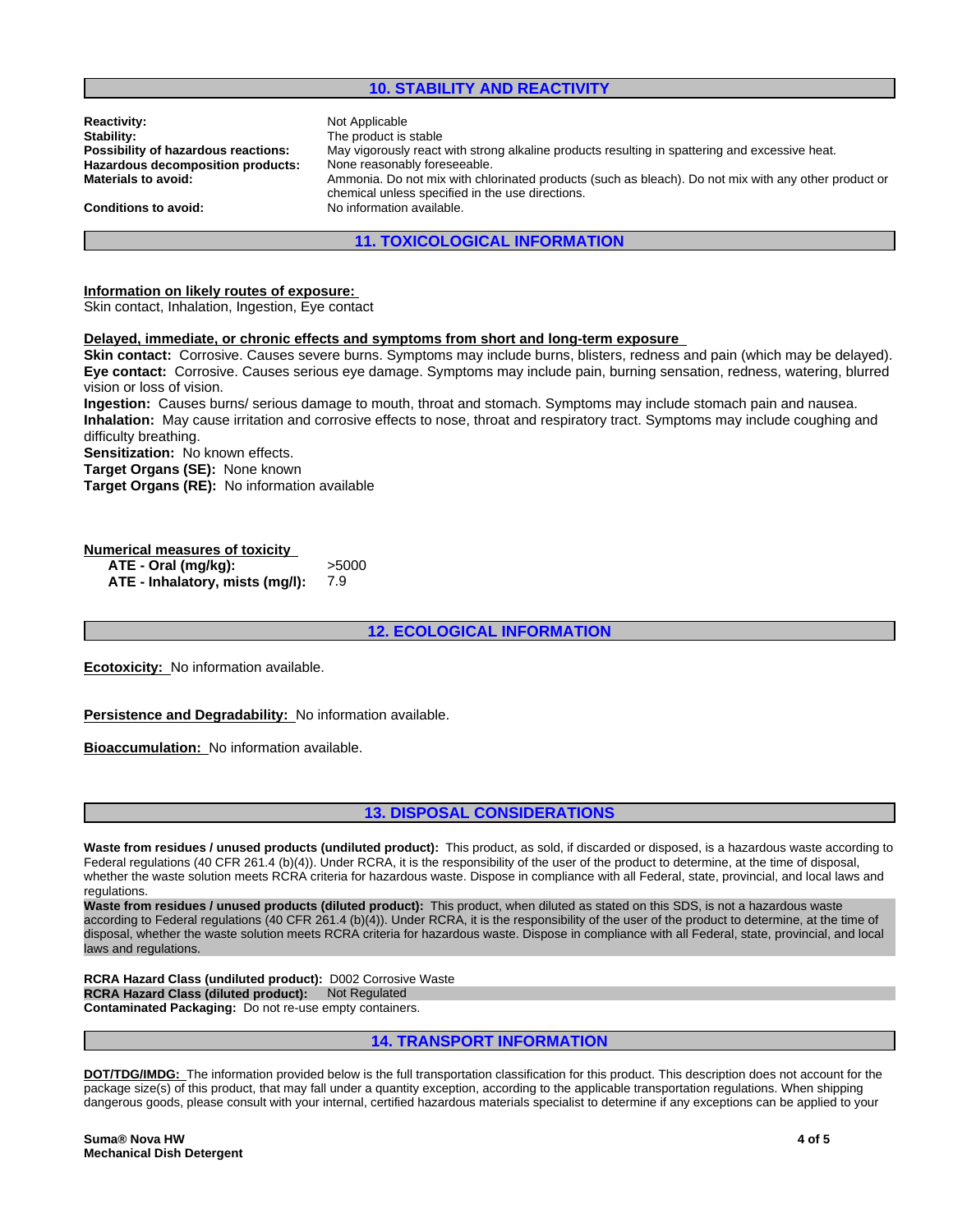## 10. STABILITY AND REACTIVITY

**Reactivity:** Not Applicable
**Stability:** The product is stable
**Possibility of hazardous reactions:** May vigorously react with strong alkaline products resulting in spattering and excessive heat.
**Hazardous decomposition products:** None reasonably foreseeable.
**Materials to avoid:** Ammonia. Do not mix with chlorinated products (such as bleach). Do not mix with any other product or chemical unless specified in the use directions.
**Conditions to avoid:** No information available.

## 11. TOXICOLOGICAL INFORMATION

**Information on likely routes of exposure:**
Skin contact, Inhalation, Ingestion, Eye contact

**Delayed, immediate, or chronic effects and symptoms from short and long-term exposure**
**Skin contact:** Corrosive. Causes severe burns. Symptoms may include burns, blisters, redness and pain (which may be delayed).
**Eye contact:** Corrosive. Causes serious eye damage. Symptoms may include pain, burning sensation, redness, watering, blurred vision or loss of vision.
**Ingestion:** Causes burns/ serious damage to mouth, throat and stomach. Symptoms may include stomach pain and nausea.
**Inhalation:** May cause irritation and corrosive effects to nose, throat and respiratory tract. Symptoms may include coughing and difficulty breathing.
**Sensitization:** No known effects.
**Target Organs (SE):** None known
**Target Organs (RE):** No information available

**Numerical measures of toxicity**

| | |
|---|---|
| **ATE - Oral (mg/kg):** | >5000 |
| **ATE - Inhalatory, mists (mg/l):** | 7.9 |

## 12. ECOLOGICAL INFORMATION

**Ecotoxicity:** No information available.

**Persistence and Degradability:** No information available.

**Bioaccumulation:** No information available.

## 13. DISPOSAL CONSIDERATIONS

**Waste from residues / unused products (undiluted product):** This product, as sold, if discarded or disposed, is a hazardous waste according to Federal regulations (40 CFR 261.4 (b)(4)). Under RCRA, it is the responsibility of the user of the product to determine, at the time of disposal, whether the waste solution meets RCRA criteria for hazardous waste. Dispose in compliance with all Federal, state, provincial, and local laws and regulations.
**Waste from residues / unused products (diluted product):** This product, when diluted as stated on this SDS, is not a hazardous waste according to Federal regulations (40 CFR 261.4 (b)(4)). Under RCRA, it is the responsibility of the user of the product to determine, at the time of disposal, whether the waste solution meets RCRA criteria for hazardous waste. Dispose in compliance with all Federal, state, provincial, and local laws and regulations.

**RCRA Hazard Class (undiluted product):** D002 Corrosive Waste
**RCRA Hazard Class (diluted product):** Not Regulated
**Contaminated Packaging:** Do not re-use empty containers.

## 14. TRANSPORT INFORMATION

**DOT/TDG/IMDG:** The information provided below is the full transportation classification for this product. This description does not account for the package size(s) of this product, that may fall under a quantity exception, according to the applicable transportation regulations. When shipping dangerous goods, please consult with your internal, certified hazardous materials specialist to determine if any exceptions can be applied to your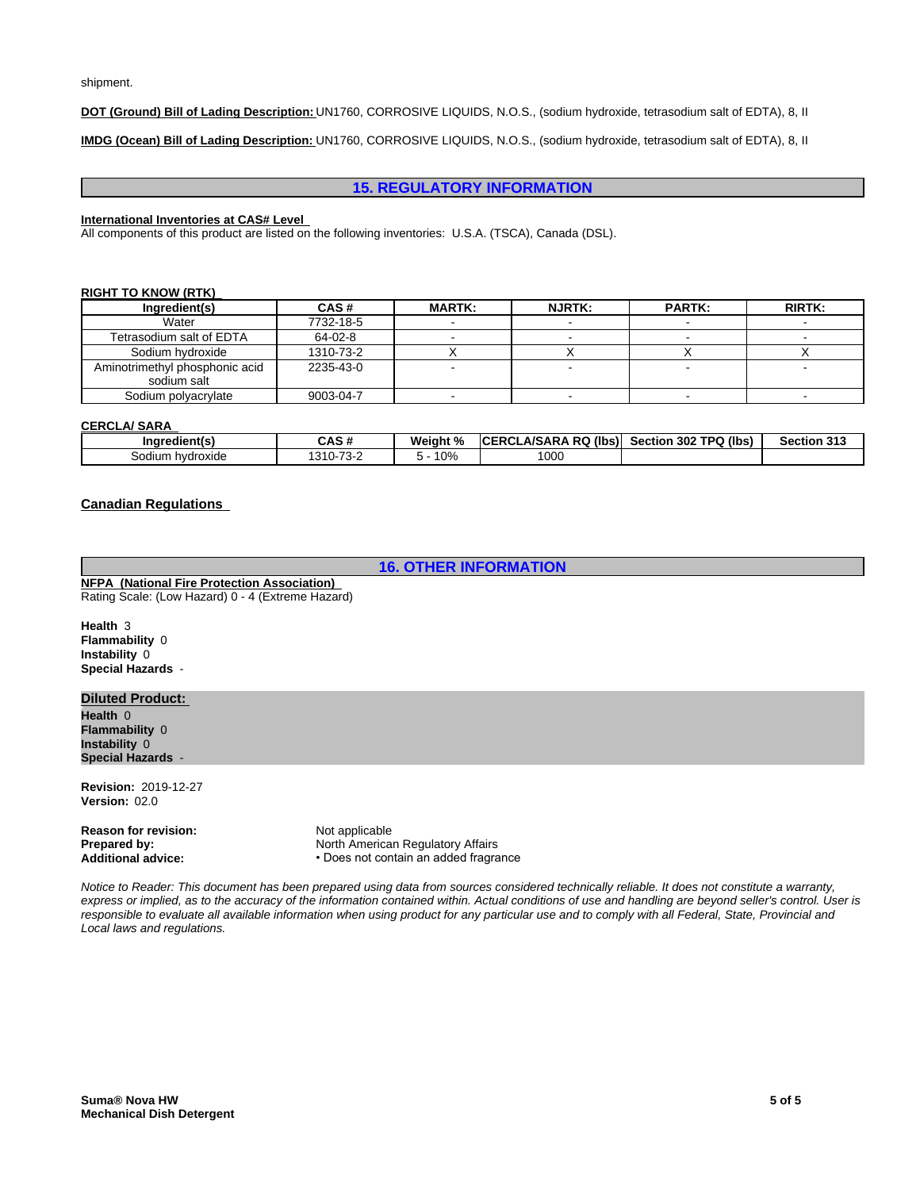shipment.

**DOT (Ground) Bill of Lading Description:** UN1760, CORROSIVE LIQUIDS, N.O.S., (sodium hydroxide, tetrasodium salt of EDTA), 8, II

**IMDG (Ocean) Bill of Lading Description:** UN1760, CORROSIVE LIQUIDS, N.O.S., (sodium hydroxide, tetrasodium salt of EDTA), 8, II

## 15. REGULATORY INFORMATION

**International Inventories at CAS# Level**
All components of this product are listed on the following inventories: U.S.A. (TSCA), Canada (DSL).

**RIGHT TO KNOW (RTK)**

| Ingredient(s) | CAS # | MARTK: | NJRTK: | PARTK: | RIRTK: |
|---|---|---|---|---|---|
| Water | 7732-18-5 | - | - | - | - |
| Tetrasodium salt of EDTA | 64-02-8 | - | - | - | - |
| Sodium hydroxide | 1310-73-2 | X | X | X | X |
| Aminotrimethyl phosphonic acid sodium salt | 2235-43-0 | - | - | - | - |
| Sodium polyacrylate | 9003-04-7 | - | - | - | - |

**CERCLA/ SARA**

| Ingredient(s) | CAS # | Weight % | CERCLA/SARA RQ (lbs) | Section 302 TPQ (lbs) | Section 313 |
|---|---|---|---|---|---|
| Sodium hydroxide | 1310-73-2 | 5 - 10% | 1000 | | |

**Canadian Regulations**

## 16. OTHER INFORMATION

**NFPA (National Fire Protection Association)**
Rating Scale: (Low Hazard) 0 - 4 (Extreme Hazard)

**Health** 3
**Flammability** 0
**Instability** 0
**Special Hazards** -

**Diluted Product:**
**Health** 0
**Flammability** 0
**Instability** 0
**Special Hazards** -

**Revision:** 2019-12-27
**Version:** 02.0

**Reason for revision:** Not applicable
**Prepared by:** North American Regulatory Affairs
**Additional advice:** • Does not contain an added fragrance

*Notice to Reader: This document has been prepared using data from sources considered technically reliable. It does not constitute a warranty, express or implied, as to the accuracy of the information contained within. Actual conditions of use and handling are beyond seller's control. User is responsible to evaluate all available information when using product for any particular use and to comply with all Federal, State, Provincial and Local laws and regulations.*